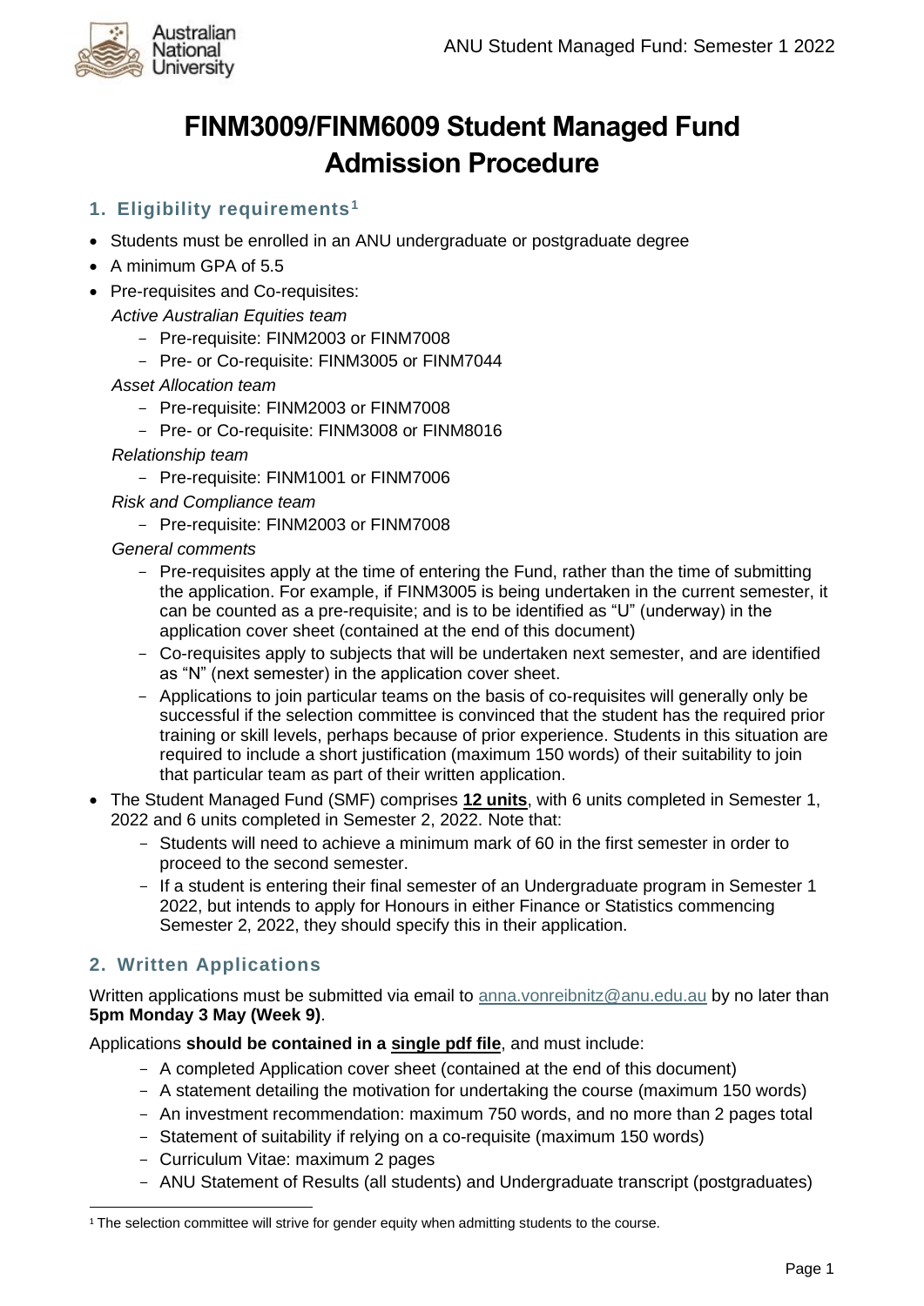# FINM3009/FINM6009 Student Managed Fund Admission Procedure

## 1. Eligibility requirements[1]

- Students must be enrolled in an ANU undergraduate or postgraduate degree
- A minimum GPA of 5.5
- Pre-requisites and Co-requisites:

  *Active Australian Equities team*
  - Pre-requisite: FINM2003 or FINM7008
  - Pre- or Co-requisite: FINM3005 or FINM7044

  *Asset Allocation team*
  - Pre-requisite: FINM2003 or FINM7008
  - Pre- or Co-requisite: FINM3008 or FINM8016

  *Relationship team*
  - Pre-requisite: FINM1001 or FINM7006

  *Risk and Compliance team*
  - Pre-requisite: FINM2003 or FINM7008

  *General comments*
  - Pre-requisites apply at the time of entering the Fund, rather than the time of submitting the application. For example, if FINM3005 is being undertaken in the current semester, it can be counted as a pre-requisite; and is to be identified as "U" (underway) in the application cover sheet (contained at the end of this document)
  - Co-requisites apply to subjects that will be undertaken next semester, and are identified as "N" (next semester) in the application cover sheet.
  - Applications to join particular teams on the basis of co-requisites will generally only be successful if the selection committee is convinced that the student has the required prior training or skill levels, perhaps because of prior experience. Students in this situation are required to include a short justification (maximum 150 words) of their suitability to join that particular team as part of their written application.
- The Student Managed Fund (SMF) comprises **12 units**, with 6 units completed in Semester 1, 2022 and 6 units completed in Semester 2, 2022. Note that:
  - Students will need to achieve a minimum mark of 60 in the first semester in order to proceed to the second semester.
  - If a student is entering their final semester of an Undergraduate program in Semester 1 2022, but intends to apply for Honours in either Finance or Statistics commencing Semester 2, 2022, they should specify this in their application.

## 2. Written Applications

Written applications must be submitted via email to anna.vonreibnitz@anu.edu.au by no later than **5pm Monday 3 May (Week 9)**.

Applications **should be contained in a single pdf file**, and must include:

- A completed Application cover sheet (contained at the end of this document)
- A statement detailing the motivation for undertaking the course (maximum 150 words)
- An investment recommendation: maximum 750 words, and no more than 2 pages total
- Statement of suitability if relying on a co-requisite (maximum 150 words)
- Curriculum Vitae: maximum 2 pages
- ANU Statement of Results (all students) and Undergraduate transcript (postgraduates)

[1] The selection committee will strive for gender equity when admitting students to the course.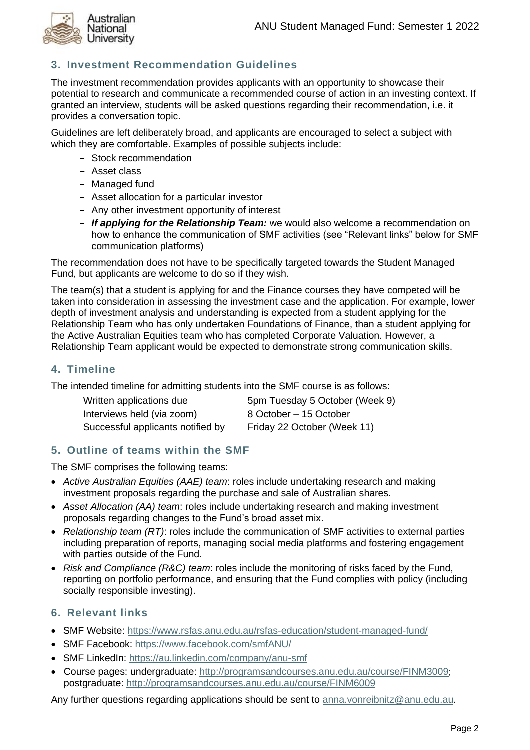## 3. Investment Recommendation Guidelines

The investment recommendation provides applicants with an opportunity to showcase their potential to research and communicate a recommended course of action in an investing context. If granted an interview, students will be asked questions regarding their recommendation, i.e. it provides a conversation topic.

Guidelines are left deliberately broad, and applicants are encouraged to select a subject with which they are comfortable. Examples of possible subjects include:

- Stock recommendation
- Asset class
- Managed fund
- Asset allocation for a particular investor
- Any other investment opportunity of interest
- ***If applying for the Relationship Team:*** we would also welcome a recommendation on how to enhance the communication of SMF activities (see "Relevant links" below for SMF communication platforms)

The recommendation does not have to be specifically targeted towards the Student Managed Fund, but applicants are welcome to do so if they wish.

The team(s) that a student is applying for and the Finance courses they have competed will be taken into consideration in assessing the investment case and the application. For example, lower depth of investment analysis and understanding is expected from a student applying for the Relationship Team who has only undertaken Foundations of Finance, than a student applying for the Active Australian Equities team who has completed Corporate Valuation. However, a Relationship Team applicant would be expected to demonstrate strong communication skills.

## 4. Timeline

The intended timeline for admitting students into the SMF course is as follows:

| | |
|---|---|
| Written applications due | 5pm Tuesday 5 October (Week 9) |
| Interviews held (via zoom) | 8 October – 15 October |
| Successful applicants notified by | Friday 22 October (Week 11) |

## 5. Outline of teams within the SMF

The SMF comprises the following teams:

- *Active Australian Equities (AAE) team*: roles include undertaking research and making investment proposals regarding the purchase and sale of Australian shares.
- *Asset Allocation (AA) team*: roles include undertaking research and making investment proposals regarding changes to the Fund's broad asset mix.
- *Relationship team (RT)*: roles include the communication of SMF activities to external parties including preparation of reports, managing social media platforms and fostering engagement with parties outside of the Fund.
- *Risk and Compliance (R&C) team*: roles include the monitoring of risks faced by the Fund, reporting on portfolio performance, and ensuring that the Fund complies with policy (including socially responsible investing).

## 6. Relevant links

- SMF Website: https://www.rsfas.anu.edu.au/rsfas-education/student-managed-fund/
- SMF Facebook: https://www.facebook.com/smfANU/
- SMF LinkedIn: https://au.linkedin.com/company/anu-smf
- Course pages: undergraduate: http://programsandcourses.anu.edu.au/course/FINM3009; postgraduate: http://programsandcourses.anu.edu.au/course/FINM6009

Any further questions regarding applications should be sent to anna.vonreibnitz@anu.edu.au.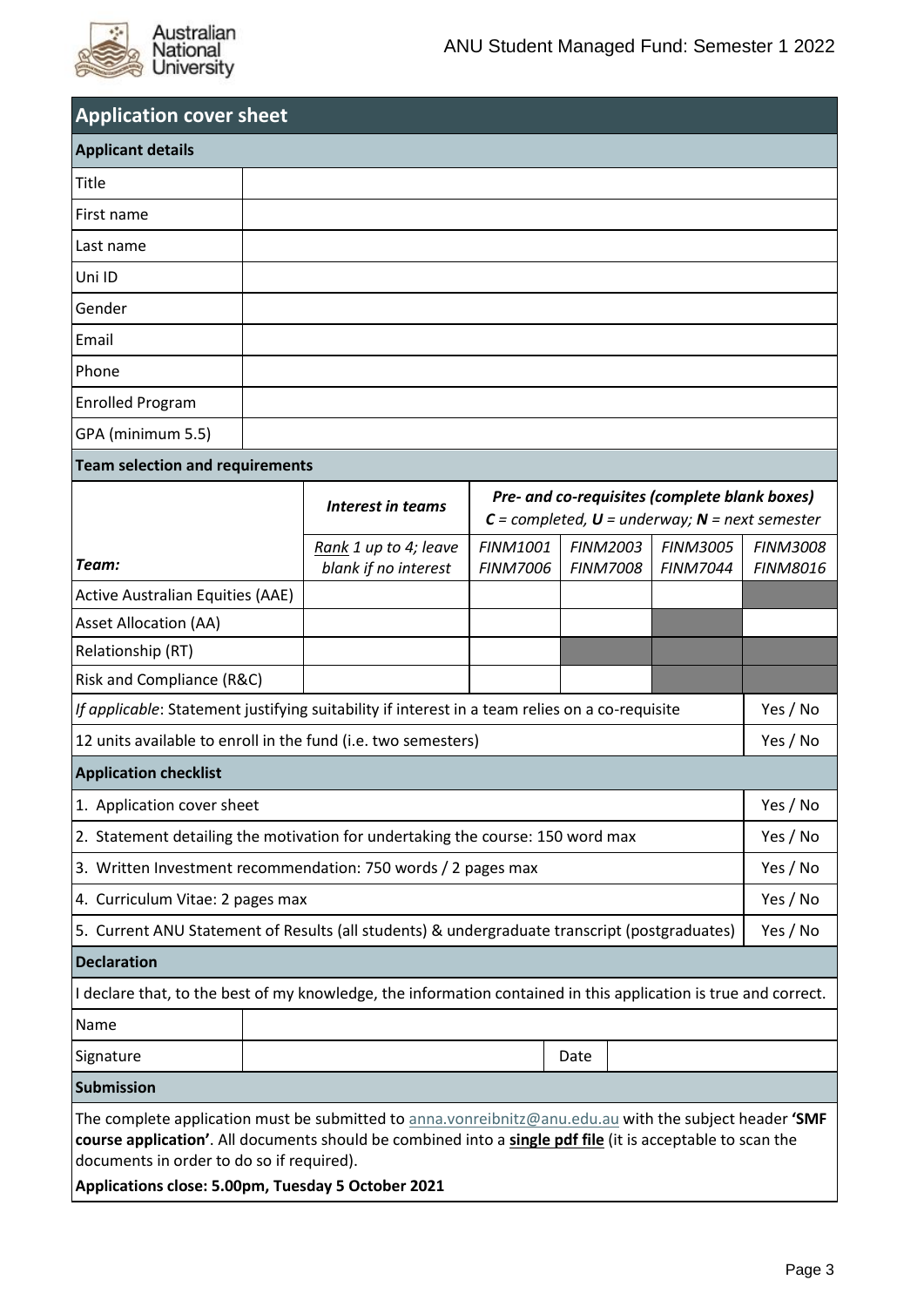## Application cover sheet

| **Applicant details** | |
|---|---|
| Title | |
| First name | |
| Last name | |
| Uni ID | |
| Gender | |
| Email | |
| Phone | |
| Enrolled Program | |
| GPA (minimum 5.5) | |

**Team selection and requirements**

| *Team:* | *Interest in teams*<br>*Rank 1 up to 4; leave blank if no interest* | ***Pre- and co-requisites (complete blank boxes)*** ***C** = completed, **U** = underway; **N** = next semester*<br>*FINM1001 FINM7006* | *FINM2003 FINM7008* | *FINM3005 FINM7044* | *FINM3008 FINM8016* |
|---|---|---|---|---|---|
| Active Australian Equities (AAE) | | | | | |
| Asset Allocation (AA) | | | | | |
| Relationship (RT) | | | | | |
| Risk and Compliance (R&C) | | | | | |

| | |
|---|---|
| *If applicable*: Statement justifying suitability if interest in a team relies on a co-requisite | Yes / No |
| 12 units available to enroll in the fund (i.e. two semesters) | Yes / No |

**Application checklist**

| | |
|---|---|
| 1. Application cover sheet | Yes / No |
| 2. Statement detailing the motivation for undertaking the course: 150 word max | Yes / No |
| 3. Written Investment recommendation: 750 words / 2 pages max | Yes / No |
| 4. Curriculum Vitae: 2 pages max | Yes / No |
| 5. Current ANU Statement of Results (all students) & undergraduate transcript (postgraduates) | Yes / No |

**Declaration**

I declare that, to the best of my knowledge, the information contained in this application is true and correct.

| | | | |
|---|---|---|---|
| Name | | | |
| Signature | | Date | |

**Submission**

The complete application must be submitted to anna.vonreibnitz@anu.edu.au with the subject header **'SMF course application'**. All documents should be combined into a **single pdf file** (it is acceptable to scan the documents in order to do so if required).

**Applications close: 5.00pm, Tuesday 5 October 2021**